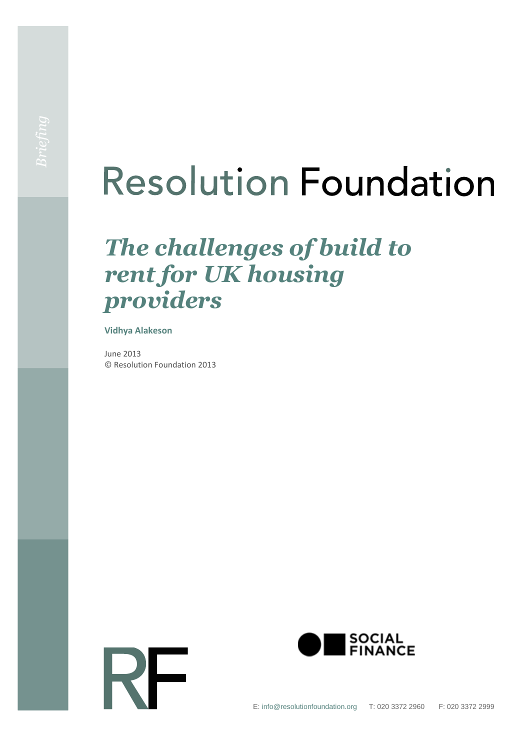*Briefing*

# Resolution Foundation

## *The challenges of build to rent for UK housing providers*

**Vidhya Alakeson**

June 2013
© Resolution Foundation 2013

SOCIAL FINANCE

E: info@resolutionfoundation.org T: 020 3372 2960 F: 020 3372 2999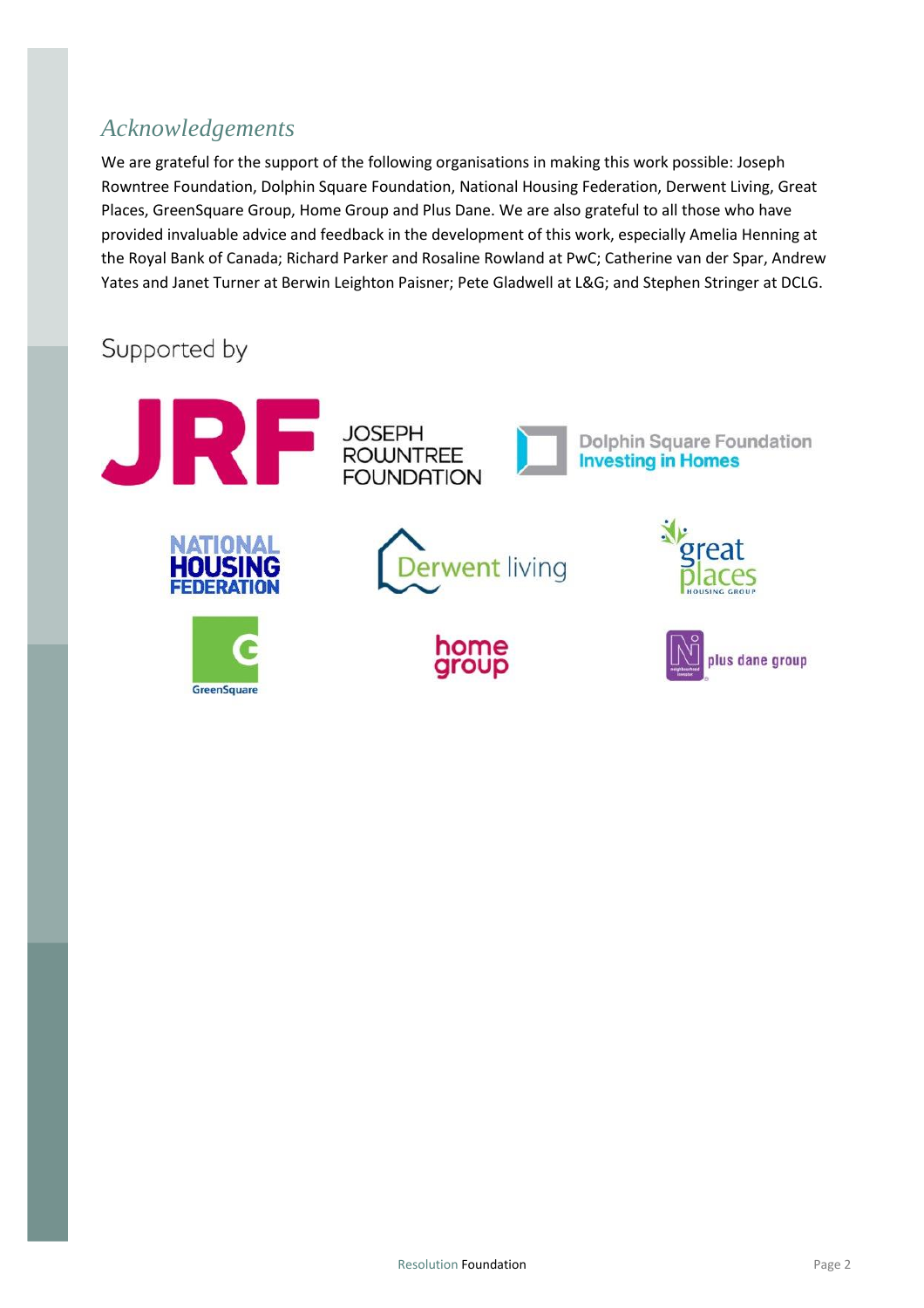## *Acknowledgements*

We are grateful for the support of the following organisations in making this work possible: Joseph Rowntree Foundation, Dolphin Square Foundation, National Housing Federation, Derwent Living, Great Places, GreenSquare Group, Home Group and Plus Dane. We are also grateful to all those who have provided invaluable advice and feedback in the development of this work, especially Amelia Henning at the Royal Bank of Canada; Richard Parker and Rosaline Rowland at PwC; Catherine van der Spar, Andrew Yates and Janet Turner at Berwin Leighton Paisner; Pete Gladwell at L&G; and Stephen Stringer at DCLG.

Supported by

JRF JOSEPH ROWNTREE FOUNDATION

Dolphin Square Foundation Investing in Homes

NATIONAL HOUSING FEDERATION

Derwent living

great places HOUSING GROUP

GreenSquare

home group

plus dane group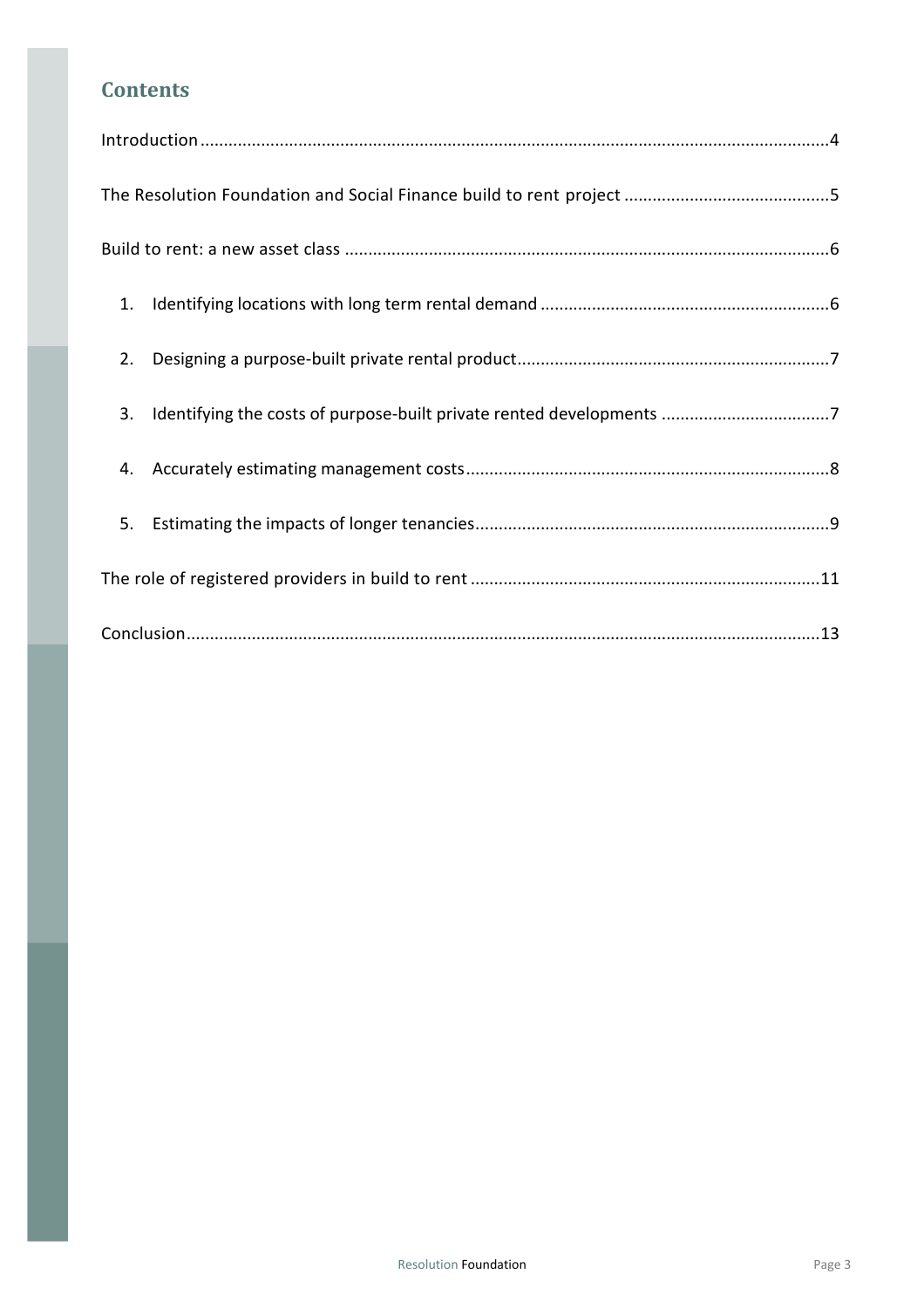## Contents

Introduction....................................................................................................................................4

The Resolution Foundation and Social Finance build to rent project ...........................................5

Build to rent: a new asset class ......................................................................................................6

1. Identifying locations with long term rental demand .............................................................6
2. Designing a purpose-built private rental product..................................................................7
3. Identifying the costs of purpose-built private rented developments ...................................7
4. Accurately estimating management costs.............................................................................8
5. Estimating the impacts of longer tenancies...........................................................................9

The role of registered providers in build to rent ..........................................................................11

Conclusion.....................................................................................................................................13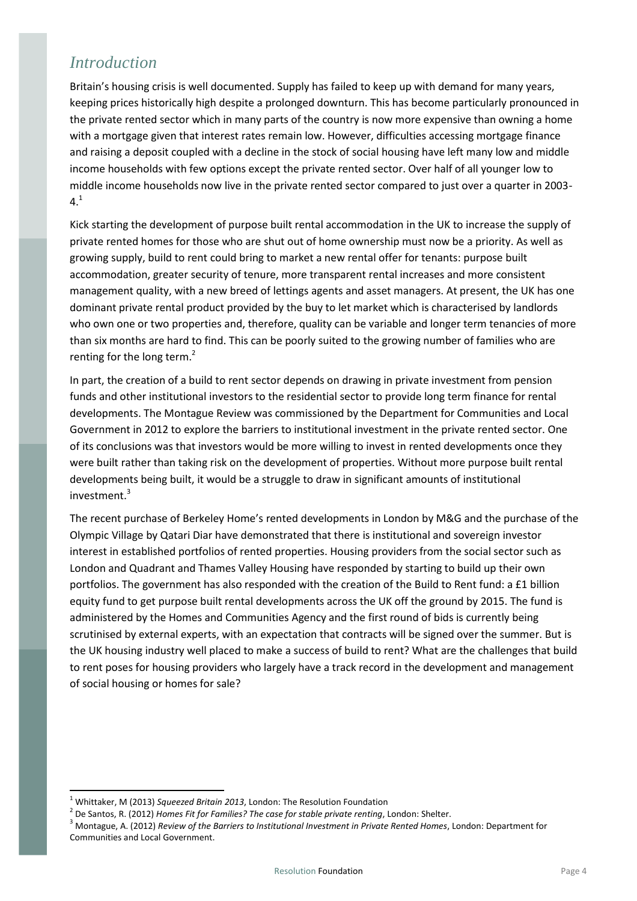# *Introduction*

Britain's housing crisis is well documented. Supply has failed to keep up with demand for many years, keeping prices historically high despite a prolonged downturn. This has become particularly pronounced in the private rented sector which in many parts of the country is now more expensive than owning a home with a mortgage given that interest rates remain low. However, difficulties accessing mortgage finance and raising a deposit coupled with a decline in the stock of social housing have left many low and middle income households with few options except the private rented sector. Over half of all younger low to middle income households now live in the private rented sector compared to just over a quarter in 2003-4.[1]

Kick starting the development of purpose built rental accommodation in the UK to increase the supply of private rented homes for those who are shut out of home ownership must now be a priority. As well as growing supply, build to rent could bring to market a new rental offer for tenants: purpose built accommodation, greater security of tenure, more transparent rental increases and more consistent management quality, with a new breed of lettings agents and asset managers. At present, the UK has one dominant private rental product provided by the buy to let market which is characterised by landlords who own one or two properties and, therefore, quality can be variable and longer term tenancies of more than six months are hard to find. This can be poorly suited to the growing number of families who are renting for the long term.[2]

In part, the creation of a build to rent sector depends on drawing in private investment from pension funds and other institutional investors to the residential sector to provide long term finance for rental developments. The Montague Review was commissioned by the Department for Communities and Local Government in 2012 to explore the barriers to institutional investment in the private rented sector. One of its conclusions was that investors would be more willing to invest in rented developments once they were built rather than taking risk on the development of properties. Without more purpose built rental developments being built, it would be a struggle to draw in significant amounts of institutional investment.[3]

The recent purchase of Berkeley Home's rented developments in London by M&G and the purchase of the Olympic Village by Qatari Diar have demonstrated that there is institutional and sovereign investor interest in established portfolios of rented properties. Housing providers from the social sector such as London and Quadrant and Thames Valley Housing have responded by starting to build up their own portfolios. The government has also responded with the creation of the Build to Rent fund: a £1 billion equity fund to get purpose built rental developments across the UK off the ground by 2015. The fund is administered by the Homes and Communities Agency and the first round of bids is currently being scrutinised by external experts, with an expectation that contracts will be signed over the summer. But is the UK housing industry well placed to make a success of build to rent? What are the challenges that build to rent poses for housing providers who largely have a track record in the development and management of social housing or homes for sale?

---

[1] Whittaker, M (2013) *Squeezed Britain 2013*, London: The Resolution Foundation

[2] De Santos, R. (2012) *Homes Fit for Families? The case for stable private renting*, London: Shelter.

[3] Montague, A. (2012) *Review of the Barriers to Institutional Investment in Private Rented Homes*, London: Department for Communities and Local Government.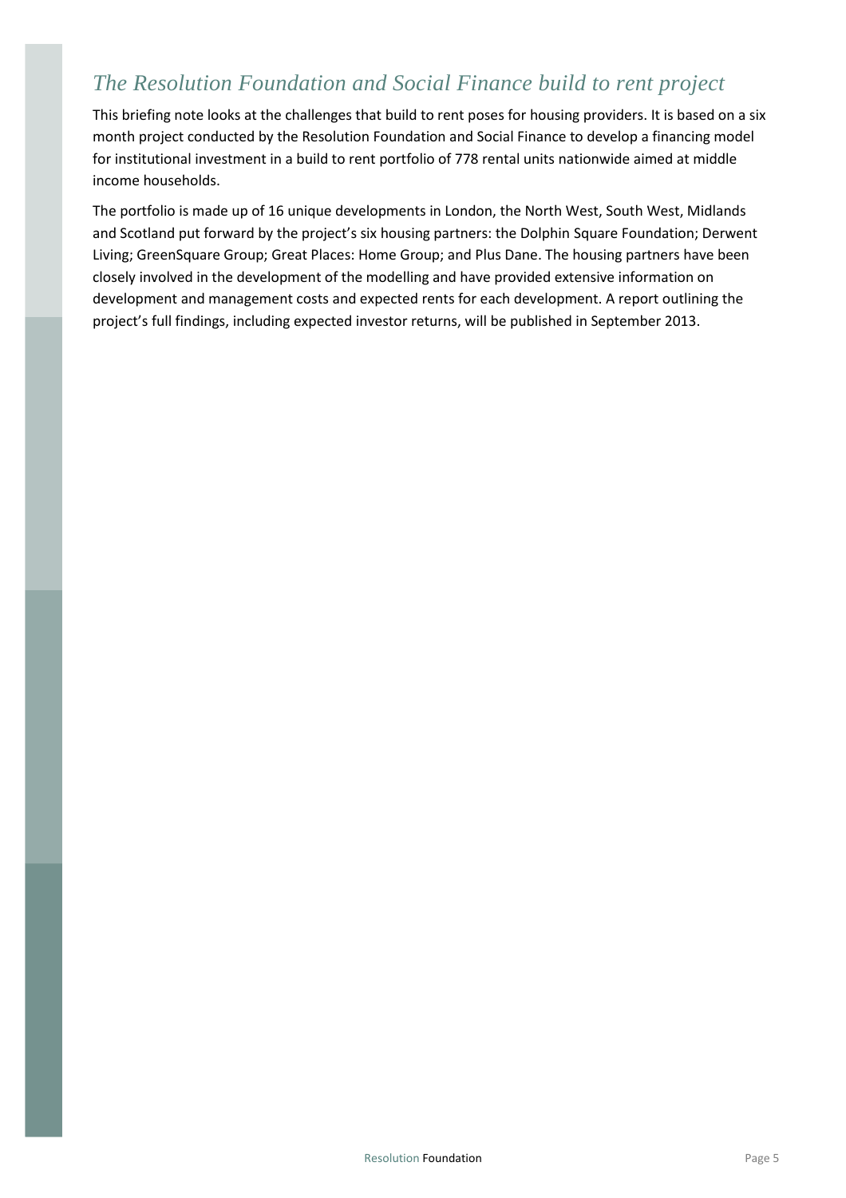## *The Resolution Foundation and Social Finance build to rent project*

This briefing note looks at the challenges that build to rent poses for housing providers. It is based on a six month project conducted by the Resolution Foundation and Social Finance to develop a financing model for institutional investment in a build to rent portfolio of 778 rental units nationwide aimed at middle income households.

The portfolio is made up of 16 unique developments in London, the North West, South West, Midlands and Scotland put forward by the project's six housing partners: the Dolphin Square Foundation; Derwent Living; GreenSquare Group; Great Places: Home Group; and Plus Dane. The housing partners have been closely involved in the development of the modelling and have provided extensive information on development and management costs and expected rents for each development. A report outlining the project's full findings, including expected investor returns, will be published in September 2013.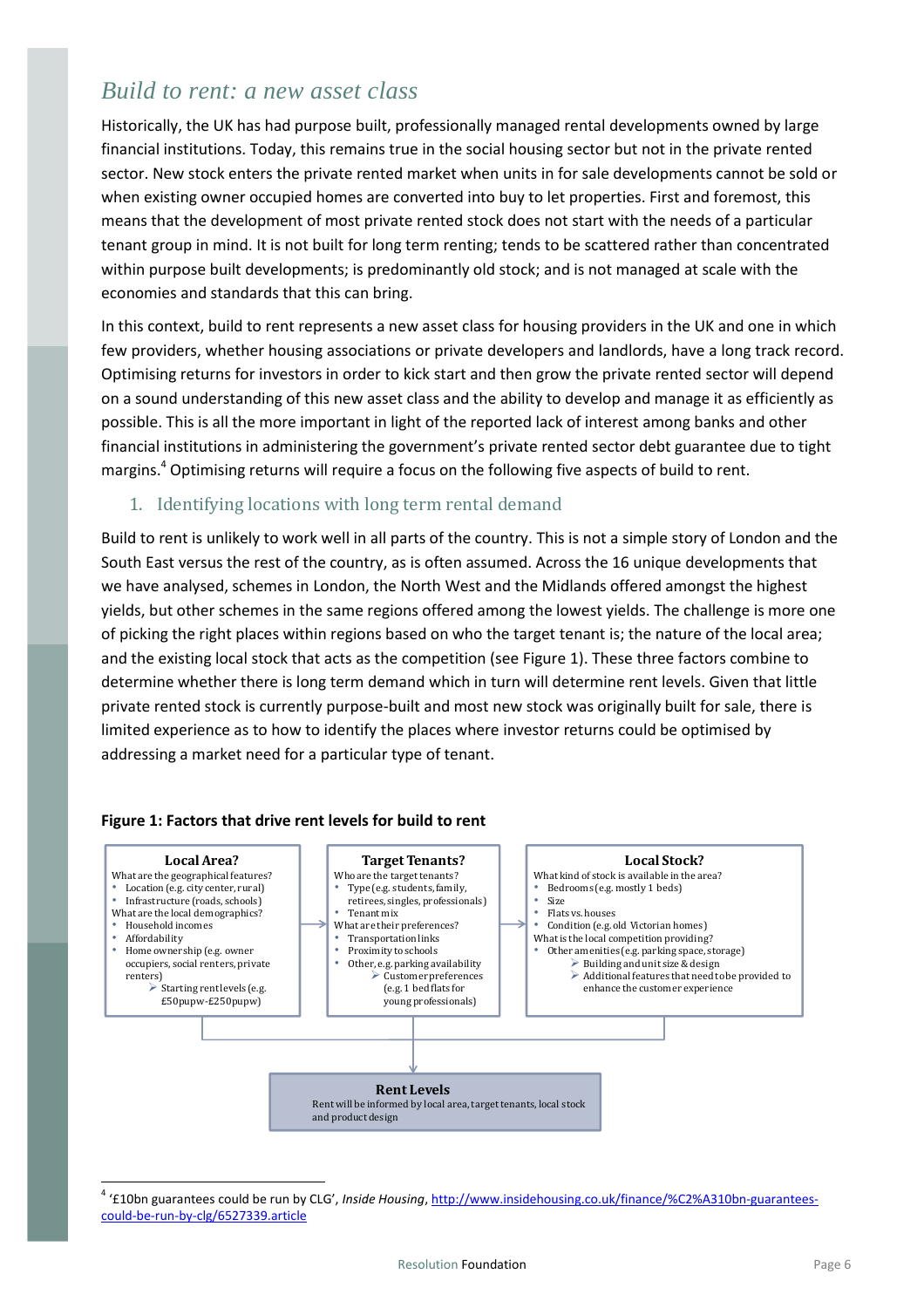## *Build to rent: a new asset class*

Historically, the UK has had purpose built, professionally managed rental developments owned by large financial institutions. Today, this remains true in the social housing sector but not in the private rented sector. New stock enters the private rented market when units in for sale developments cannot be sold or when existing owner occupied homes are converted into buy to let properties. First and foremost, this means that the development of most private rented stock does not start with the needs of a particular tenant group in mind. It is not built for long term renting; tends to be scattered rather than concentrated within purpose built developments; is predominantly old stock; and is not managed at scale with the economies and standards that this can bring.

In this context, build to rent represents a new asset class for housing providers in the UK and one in which few providers, whether housing associations or private developers and landlords, have a long track record. Optimising returns for investors in order to kick start and then grow the private rented sector will depend on a sound understanding of this new asset class and the ability to develop and manage it as efficiently as possible. This is all the more important in light of the reported lack of interest among banks and other financial institutions in administering the government's private rented sector debt guarantee due to tight margins.[4] Optimising returns will require a focus on the following five aspects of build to rent.

### 1. Identifying locations with long term rental demand

Build to rent is unlikely to work well in all parts of the country. This is not a simple story of London and the South East versus the rest of the country, as is often assumed. Across the 16 unique developments that we have analysed, schemes in London, the North West and the Midlands offered amongst the highest yields, but other schemes in the same regions offered among the lowest yields. The challenge is more one of picking the right places within regions based on who the target tenant is; the nature of the local area; and the existing local stock that acts as the competition (see Figure 1). These three factors combine to determine whether there is long term demand which in turn will determine rent levels. Given that little private rented stock is currently purpose-built and most new stock was originally built for sale, there is limited experience as to how to identify the places where investor returns could be optimised by addressing a market need for a particular type of tenant.

**Figure 1: Factors that drive rent levels for build to rent**

**Local Area?**
What are the geographical features?
- Location (e.g. city center, rural)
- Infrastructure (roads, schools)

What are the local demographics?
- Household incomes
- Affordability
- Home ownership (e.g. owner occupiers, social renters, private renters)
  - ➢ Starting rent levels (e.g. £50pupw-£250pupw)

→

**Target Tenants?**
Who are the target tenants?
- Type (e.g. students, family, retirees, singles, professionals)
- Tenant mix

What are their preferences?
- Transportation links
- Proximity to schools
- Other, e.g. parking availability
  - ➢ Customer preferences (e.g. 1 bed flats for young professionals)

→

**Local Stock?**
What kind of stock is available in the area?
- Bedrooms (e.g. mostly 1 beds)
- Size
- Flats vs. houses
- Condition (e.g. old Victorian homes)

What is the local competition providing?
- Other amenities (e.g. parking space, storage)
  - ➢ Building and unit size & design
  - ➢ Additional features that need to be provided to enhance the customer experience

↓

**Rent Levels**
Rent will be informed by local area, target tenants, local stock and product design

---

[4] '£10bn guarantees could be run by CLG', *Inside Housing*, http://www.insidehousing.co.uk/finance/%C2%A310bn-guarantees-could-be-run-by-clg/6527339.article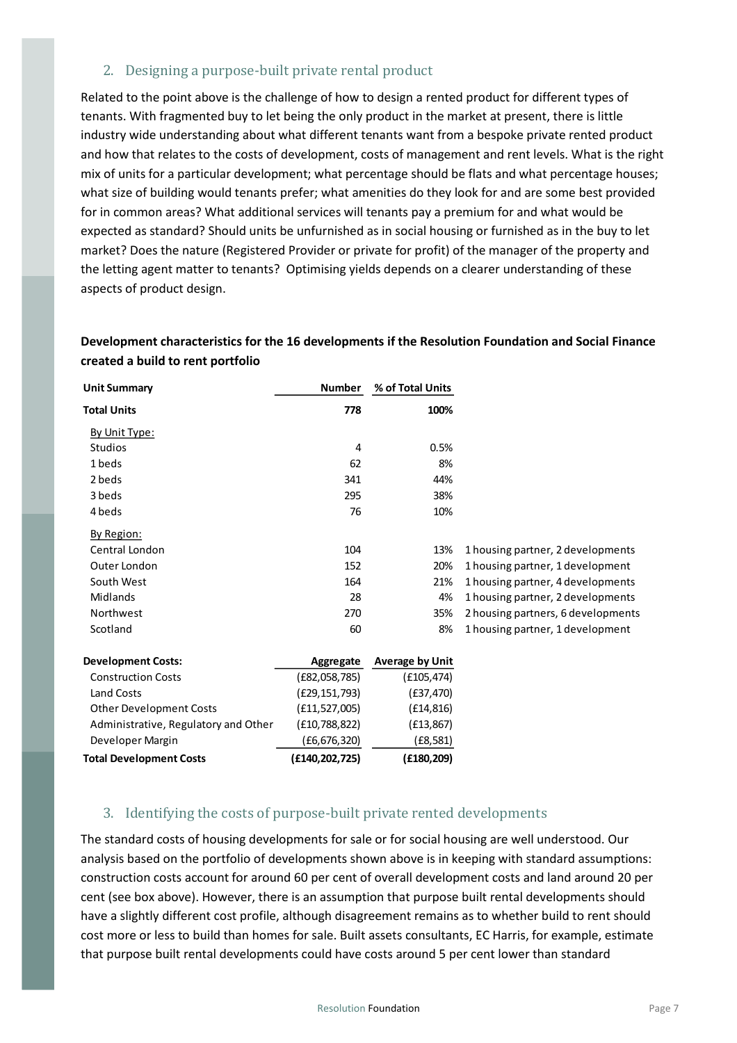## 2. Designing a purpose-built private rental product

Related to the point above is the challenge of how to design a rented product for different types of tenants. With fragmented buy to let being the only product in the market at present, there is little industry wide understanding about what different tenants want from a bespoke private rented product and how that relates to the costs of development, costs of management and rent levels. What is the right mix of units for a particular development; what percentage should be flats and what percentage houses; what size of building would tenants prefer; what amenities do they look for and are some best provided for in common areas? What additional services will tenants pay a premium for and what would be expected as standard? Should units be unfurnished as in social housing or furnished as in the buy to let market? Does the nature (Registered Provider or private for profit) of the manager of the property and the letting agent matter to tenants? Optimising yields depends on a clearer understanding of these aspects of product design.

**Development characteristics for the 16 developments if the Resolution Foundation and Social Finance created a build to rent portfolio**

| Unit Summary | Number | % of Total Units | |
|---|---|---|---|
| **Total Units** | **778** | **100%** | |
| By Unit Type: | | | |
| Studios | 4 | 0.5% | |
| 1 beds | 62 | 8% | |
| 2 beds | 341 | 44% | |
| 3 beds | 295 | 38% | |
| 4 beds | 76 | 10% | |
| By Region: | | | |
| Central London | 104 | 13% | 1 housing partner, 2 developments |
| Outer London | 152 | 20% | 1 housing partner, 1 development |
| South West | 164 | 21% | 1 housing partner, 4 developments |
| Midlands | 28 | 4% | 1 housing partner, 2 developments |
| Northwest | 270 | 35% | 2 housing partners, 6 developments |
| Scotland | 60 | 8% | 1 housing partner, 1 development |

| Development Costs: | Aggregate | Average by Unit |
|---|---|---|
| Construction Costs | (£82,058,785) | (£105,474) |
| Land Costs | (£29,151,793) | (£37,470) |
| Other Development Costs | (£11,527,005) | (£14,816) |
| Administrative, Regulatory and Other | (£10,788,822) | (£13,867) |
| Developer Margin | (£6,676,320) | (£8,581) |
| **Total Development Costs** | **(£140,202,725)** | **(£180,209)** |

## 3. Identifying the costs of purpose-built private rented developments

The standard costs of housing developments for sale or for social housing are well understood. Our analysis based on the portfolio of developments shown above is in keeping with standard assumptions: construction costs account for around 60 per cent of overall development costs and land around 20 per cent (see box above). However, there is an assumption that purpose built rental developments should have a slightly different cost profile, although disagreement remains as to whether build to rent should cost more or less to build than homes for sale. Built assets consultants, EC Harris, for example, estimate that purpose built rental developments could have costs around 5 per cent lower than standard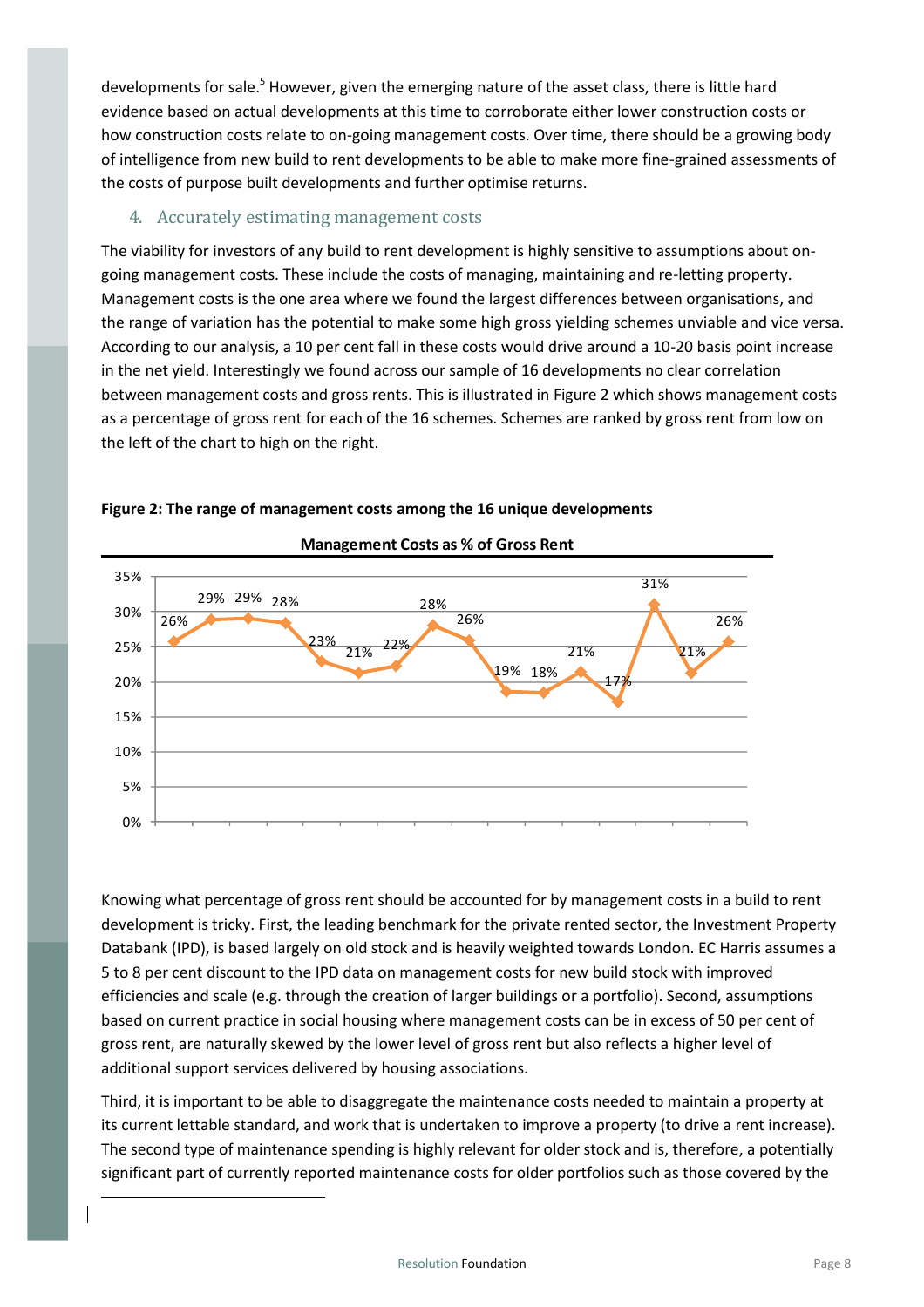developments for sale.[5] However, given the emerging nature of the asset class, there is little hard evidence based on actual developments at this time to corroborate either lower construction costs or how construction costs relate to on-going management costs. Over time, there should be a growing body of intelligence from new build to rent developments to be able to make more fine-grained assessments of the costs of purpose built developments and further optimise returns.

## 4. Accurately estimating management costs

The viability for investors of any build to rent development is highly sensitive to assumptions about on-going management costs. These include the costs of managing, maintaining and re-letting property. Management costs is the one area where we found the largest differences between organisations, and the range of variation has the potential to make some high gross yielding schemes unviable and vice versa. According to our analysis, a 10 per cent fall in these costs would drive around a 10-20 basis point increase in the net yield. Interestingly we found across our sample of 16 developments no clear correlation between management costs and gross rents. This is illustrated in Figure 2 which shows management costs as a percentage of gross rent for each of the 16 schemes. Schemes are ranked by gross rent from low on the left of the chart to high on the right.

**Figure 2: The range of management costs among the 16 unique developments**

**Management Costs as % of Gross Rent**

| Scheme | 1 | 2 | 3 | 4 | 5 | 6 | 7 | 8 | 9 | 10 | 11 | 12 | 13 | 14 | 15 | 16 |
|---|---|---|---|---|---|---|---|---|---|---|---|---|---|---|---|---|
| Management costs as % of gross rent | 26% | 29% | 29% | 28% | 23% | 21% | 22% | 28% | 26% | 19% | 18% | 21% | 17% | 31% | 21% | 26% |

Knowing what percentage of gross rent should be accounted for by management costs in a build to rent development is tricky. First, the leading benchmark for the private rented sector, the Investment Property Databank (IPD), is based largely on old stock and is heavily weighted towards London. EC Harris assumes a 5 to 8 per cent discount to the IPD data on management costs for new build stock with improved efficiencies and scale (e.g. through the creation of larger buildings or a portfolio). Second, assumptions based on current practice in social housing where management costs can be in excess of 50 per cent of gross rent, are naturally skewed by the lower level of gross rent but also reflects a higher level of additional support services delivered by housing associations.

Third, it is important to be able to disaggregate the maintenance costs needed to maintain a property at its current lettable standard, and work that is undertaken to improve a property (to drive a rent increase). The second type of maintenance spending is highly relevant for older stock and is, therefore, a potentially significant part of currently reported maintenance costs for older portfolios such as those covered by the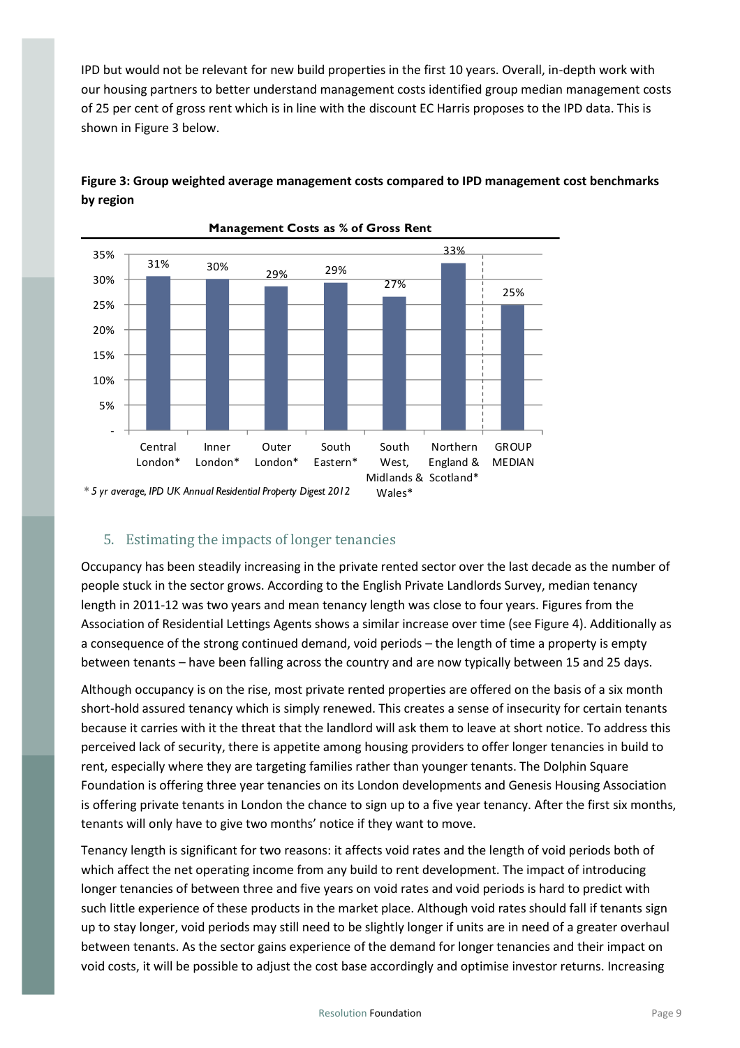IPD but would not be relevant for new build properties in the first 10 years. Overall, in-depth work with our housing partners to better understand management costs identified group median management costs of 25 per cent of gross rent which is in line with the discount EC Harris proposes to the IPD data. This is shown in Figure 3 below.

**Figure 3: Group weighted average management costs compared to IPD management cost benchmarks by region**

**Management Costs as % of Gross Rent**

| Region | Management Costs as % of Gross Rent |
| --- | --- |
| Central London* | 31% |
| Inner London* | 30% |
| Outer London* | 29% |
| South Eastern* | 29% |
| South West, Midlands & Wales* | 27% |
| Northern England & Scotland* | 33% |
| GROUP MEDIAN | 25% |

*\* 5 yr average, IPD UK Annual Residential Property Digest 2012*

## 5. Estimating the impacts of longer tenancies

Occupancy has been steadily increasing in the private rented sector over the last decade as the number of people stuck in the sector grows. According to the English Private Landlords Survey, median tenancy length in 2011-12 was two years and mean tenancy length was close to four years. Figures from the Association of Residential Lettings Agents shows a similar increase over time (see Figure 4). Additionally as a consequence of the strong continued demand, void periods – the length of time a property is empty between tenants – have been falling across the country and are now typically between 15 and 25 days.

Although occupancy is on the rise, most private rented properties are offered on the basis of a six month short-hold assured tenancy which is simply renewed. This creates a sense of insecurity for certain tenants because it carries with it the threat that the landlord will ask them to leave at short notice. To address this perceived lack of security, there is appetite among housing providers to offer longer tenancies in build to rent, especially where they are targeting families rather than younger tenants. The Dolphin Square Foundation is offering three year tenancies on its London developments and Genesis Housing Association is offering private tenants in London the chance to sign up to a five year tenancy. After the first six months, tenants will only have to give two months' notice if they want to move.

Tenancy length is significant for two reasons: it affects void rates and the length of void periods both of which affect the net operating income from any build to rent development. The impact of introducing longer tenancies of between three and five years on void rates and void periods is hard to predict with such little experience of these products in the market place. Although void rates should fall if tenants sign up to stay longer, void periods may still need to be slightly longer if units are in need of a greater overhaul between tenants. As the sector gains experience of the demand for longer tenancies and their impact on void costs, it will be possible to adjust the cost base accordingly and optimise investor returns. Increasing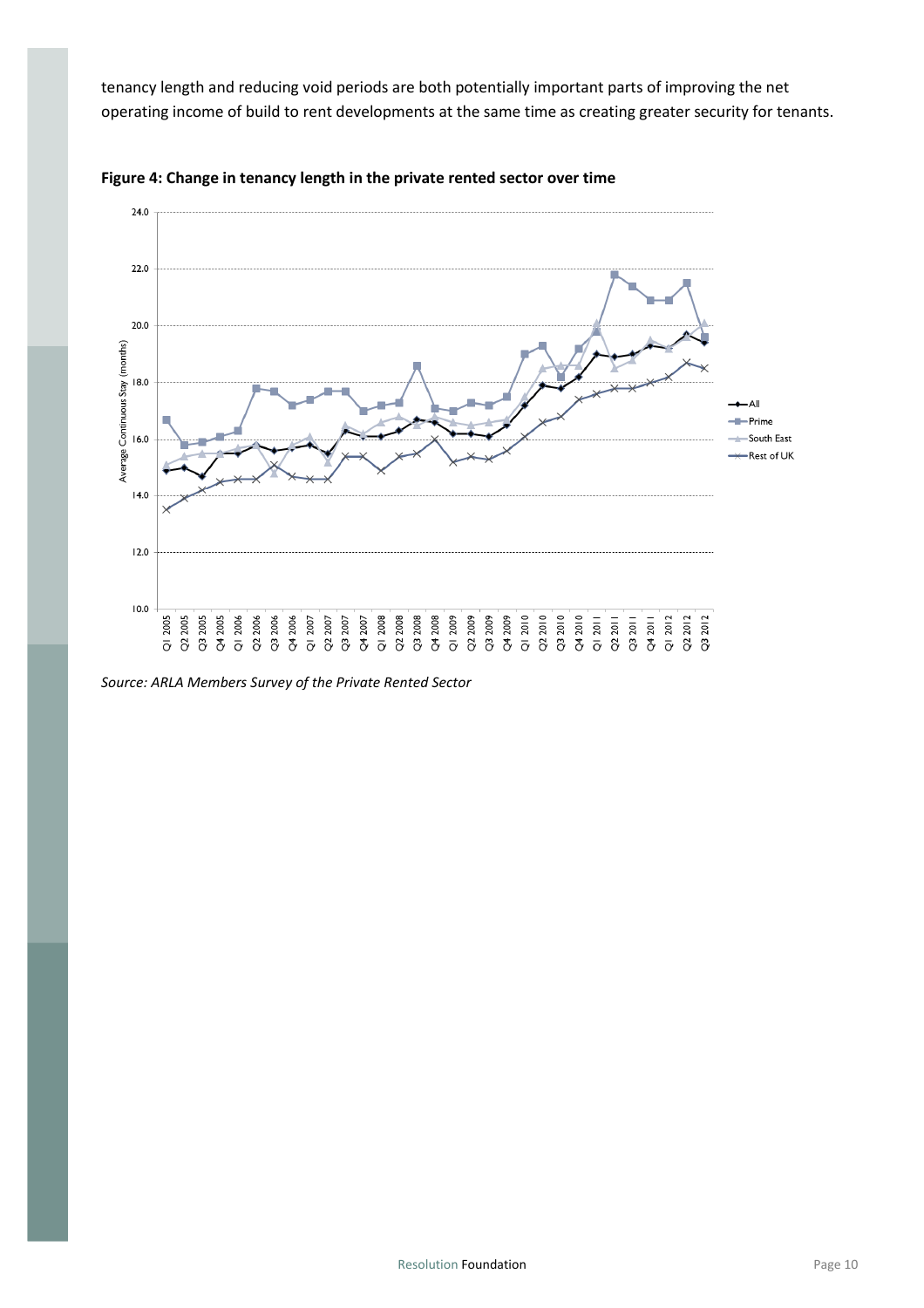tenancy length and reducing void periods are both potentially important parts of improving the net operating income of build to rent developments at the same time as creating greater security for tenants.

**Figure 4: Change in tenancy length in the private rented sector over time**

*Source: ARLA Members Survey of the Private Rented Sector*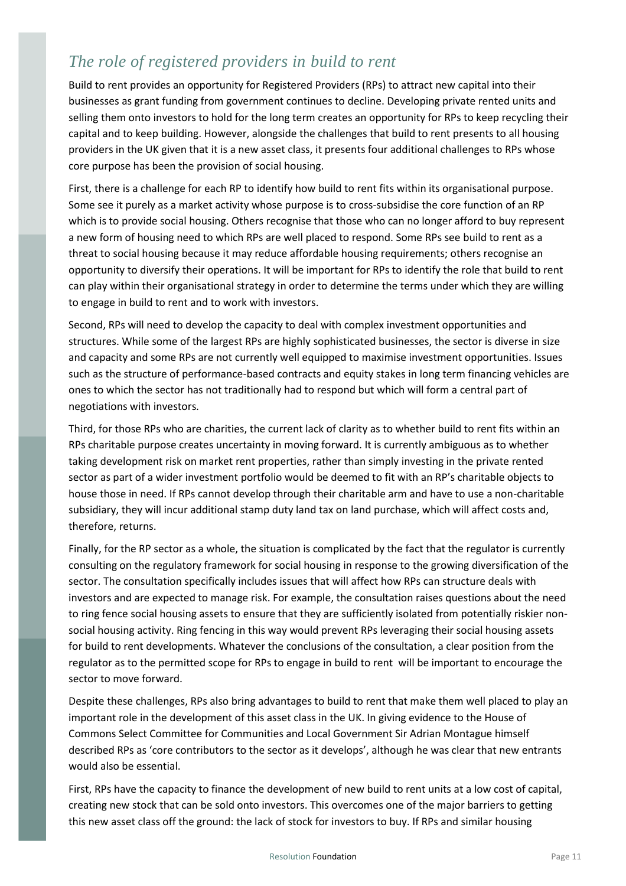## *The role of registered providers in build to rent*

Build to rent provides an opportunity for Registered Providers (RPs) to attract new capital into their businesses as grant funding from government continues to decline. Developing private rented units and selling them onto investors to hold for the long term creates an opportunity for RPs to keep recycling their capital and to keep building. However, alongside the challenges that build to rent presents to all housing providers in the UK given that it is a new asset class, it presents four additional challenges to RPs whose core purpose has been the provision of social housing.

First, there is a challenge for each RP to identify how build to rent fits within its organisational purpose. Some see it purely as a market activity whose purpose is to cross-subsidise the core function of an RP which is to provide social housing. Others recognise that those who can no longer afford to buy represent a new form of housing need to which RPs are well placed to respond. Some RPs see build to rent as a threat to social housing because it may reduce affordable housing requirements; others recognise an opportunity to diversify their operations. It will be important for RPs to identify the role that build to rent can play within their organisational strategy in order to determine the terms under which they are willing to engage in build to rent and to work with investors.

Second, RPs will need to develop the capacity to deal with complex investment opportunities and structures. While some of the largest RPs are highly sophisticated businesses, the sector is diverse in size and capacity and some RPs are not currently well equipped to maximise investment opportunities. Issues such as the structure of performance-based contracts and equity stakes in long term financing vehicles are ones to which the sector has not traditionally had to respond but which will form a central part of negotiations with investors.

Third, for those RPs who are charities, the current lack of clarity as to whether build to rent fits within an RPs charitable purpose creates uncertainty in moving forward. It is currently ambiguous as to whether taking development risk on market rent properties, rather than simply investing in the private rented sector as part of a wider investment portfolio would be deemed to fit with an RP's charitable objects to house those in need. If RPs cannot develop through their charitable arm and have to use a non-charitable subsidiary, they will incur additional stamp duty land tax on land purchase, which will affect costs and, therefore, returns.

Finally, for the RP sector as a whole, the situation is complicated by the fact that the regulator is currently consulting on the regulatory framework for social housing in response to the growing diversification of the sector. The consultation specifically includes issues that will affect how RPs can structure deals with investors and are expected to manage risk. For example, the consultation raises questions about the need to ring fence social housing assets to ensure that they are sufficiently isolated from potentially riskier non-social housing activity. Ring fencing in this way would prevent RPs leveraging their social housing assets for build to rent developments. Whatever the conclusions of the consultation, a clear position from the regulator as to the permitted scope for RPs to engage in build to rent will be important to encourage the sector to move forward.

Despite these challenges, RPs also bring advantages to build to rent that make them well placed to play an important role in the development of this asset class in the UK. In giving evidence to the House of Commons Select Committee for Communities and Local Government Sir Adrian Montague himself described RPs as 'core contributors to the sector as it develops', although he was clear that new entrants would also be essential.

First, RPs have the capacity to finance the development of new build to rent units at a low cost of capital, creating new stock that can be sold onto investors. This overcomes one of the major barriers to getting this new asset class off the ground: the lack of stock for investors to buy. If RPs and similar housing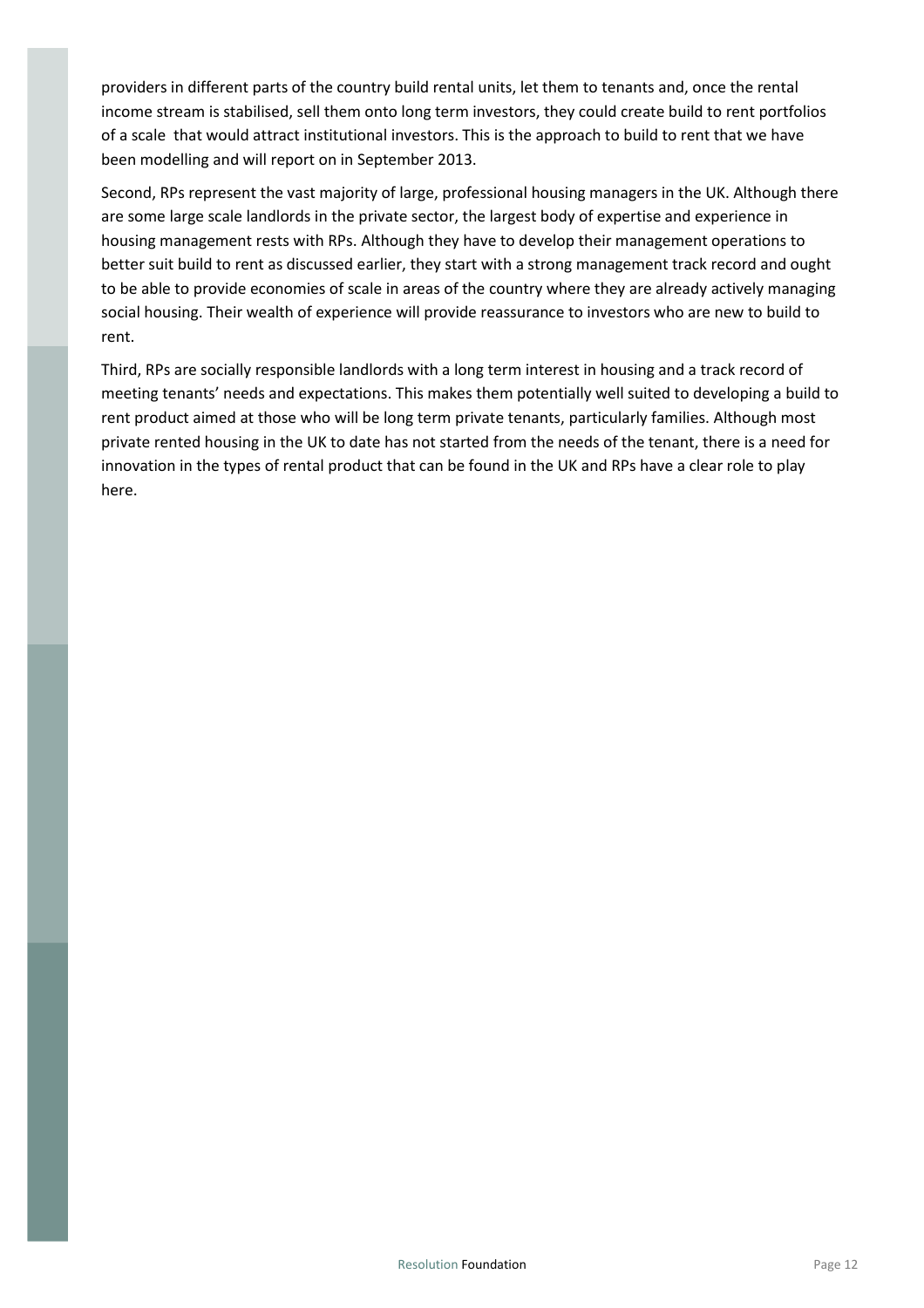providers in different parts of the country build rental units, let them to tenants and, once the rental income stream is stabilised, sell them onto long term investors, they could create build to rent portfolios of a scale that would attract institutional investors. This is the approach to build to rent that we have been modelling and will report on in September 2013.

Second, RPs represent the vast majority of large, professional housing managers in the UK. Although there are some large scale landlords in the private sector, the largest body of expertise and experience in housing management rests with RPs. Although they have to develop their management operations to better suit build to rent as discussed earlier, they start with a strong management track record and ought to be able to provide economies of scale in areas of the country where they are already actively managing social housing. Their wealth of experience will provide reassurance to investors who are new to build to rent.

Third, RPs are socially responsible landlords with a long term interest in housing and a track record of meeting tenants' needs and expectations. This makes them potentially well suited to developing a build to rent product aimed at those who will be long term private tenants, particularly families. Although most private rented housing in the UK to date has not started from the needs of the tenant, there is a need for innovation in the types of rental product that can be found in the UK and RPs have a clear role to play here.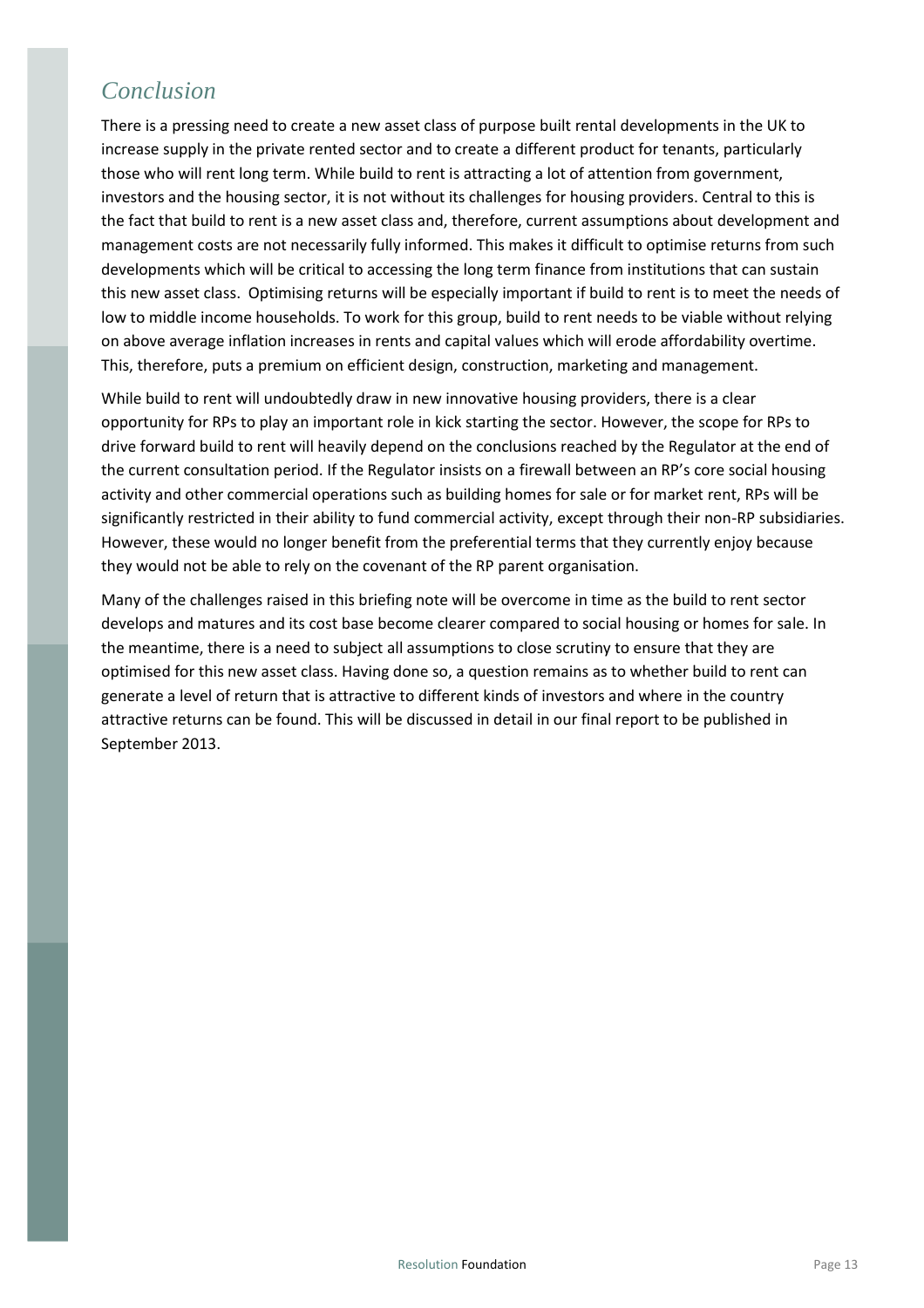## *Conclusion*

There is a pressing need to create a new asset class of purpose built rental developments in the UK to increase supply in the private rented sector and to create a different product for tenants, particularly those who will rent long term. While build to rent is attracting a lot of attention from government, investors and the housing sector, it is not without its challenges for housing providers. Central to this is the fact that build to rent is a new asset class and, therefore, current assumptions about development and management costs are not necessarily fully informed. This makes it difficult to optimise returns from such developments which will be critical to accessing the long term finance from institutions that can sustain this new asset class. Optimising returns will be especially important if build to rent is to meet the needs of low to middle income households. To work for this group, build to rent needs to be viable without relying on above average inflation increases in rents and capital values which will erode affordability overtime. This, therefore, puts a premium on efficient design, construction, marketing and management.

While build to rent will undoubtedly draw in new innovative housing providers, there is a clear opportunity for RPs to play an important role in kick starting the sector. However, the scope for RPs to drive forward build to rent will heavily depend on the conclusions reached by the Regulator at the end of the current consultation period. If the Regulator insists on a firewall between an RP's core social housing activity and other commercial operations such as building homes for sale or for market rent, RPs will be significantly restricted in their ability to fund commercial activity, except through their non-RP subsidiaries. However, these would no longer benefit from the preferential terms that they currently enjoy because they would not be able to rely on the covenant of the RP parent organisation.

Many of the challenges raised in this briefing note will be overcome in time as the build to rent sector develops and matures and its cost base become clearer compared to social housing or homes for sale. In the meantime, there is a need to subject all assumptions to close scrutiny to ensure that they are optimised for this new asset class. Having done so, a question remains as to whether build to rent can generate a level of return that is attractive to different kinds of investors and where in the country attractive returns can be found. This will be discussed in detail in our final report to be published in September 2013.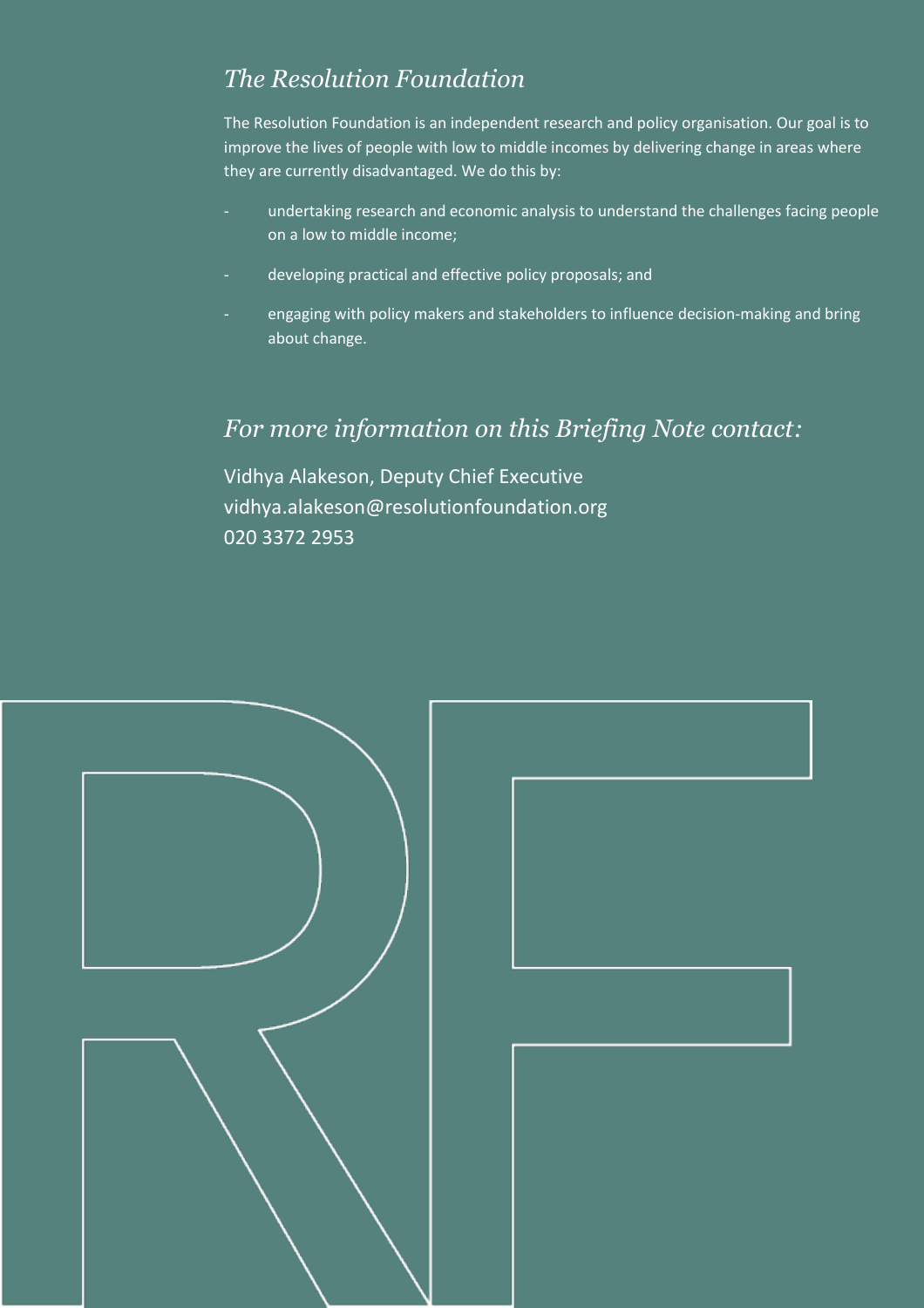## *The Resolution Foundation*

The Resolution Foundation is an independent research and policy organisation. Our goal is to improve the lives of people with low to middle incomes by delivering change in areas where they are currently disadvantaged. We do this by:

- undertaking research and economic analysis to understand the challenges facing people on a low to middle income;
- developing practical and effective policy proposals; and
- engaging with policy makers and stakeholders to influence decision-making and bring about change.

## *For more information on this Briefing Note contact:*

Vidhya Alakeson, Deputy Chief Executive
vidhya.alakeson@resolutionfoundation.org
020 3372 2953